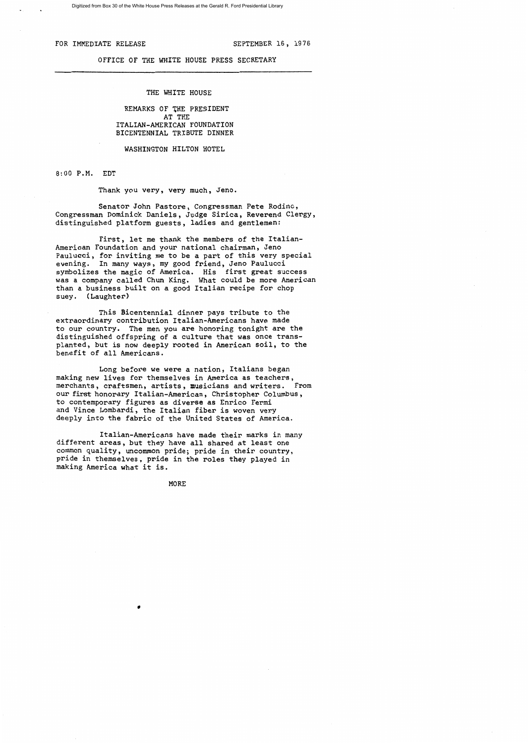FOR IMMEDIATE RELEASE SEPTEMBER 16, 1976

OFFICE OF THE WHITE HOUSE PRESS SECRETARY

---

THE WHITE HOUSE

REMARKS OF THE PRESIDENT
AT THE
ITALIAN-AMERICAN FOUNDATION
BICENTENNIAL TRIBUTE DINNER

WASHINGTON HILTON HOTEL

8:00 P.M. EDT

Thank you very, very much, Jeno.

Senator John Pastore, Congressman Pete Rodino, Congressman Dominick Daniels, Judge Sirica, Reverend Clergy, distinguished platform guests, ladies and gentlemen:

First, let me thank the members of the Italian-American Foundation and your national chairman, Jeno Paulucci, for inviting me to be a part of this very special evening. In many ways, my good friend, Jeno Paulucci symbolizes the magic of America. His first great success was a company called Chun King. What could be more American than a business built on a good Italian recipe for chop suey. (Laughter)

This Bicentennial dinner pays tribute to the extraordinary contribution Italian-Americans have made to our country. The men you are honoring tonight are the distinguished offspring of a culture that was once transplanted, but is now deeply rooted in American soil, to the benefit of all Americans.

Long before we were a nation, Italians began making new lives for themselves in America as teachers, merchants, craftsmen, artists, musicians and writers. From our first honorary Italian-American, Christopher Columbus, to contemporary figures as diverse as Enrico Fermi and Vince Lombardi, the Italian fiber is woven very deeply into the fabric of the United States of America.

Italian-Americans have made their marks in many different areas, but they have all shared at least one common quality, uncommon pride; pride in their country, pride in themselves, pride in the roles they played in making America what it is.

MORE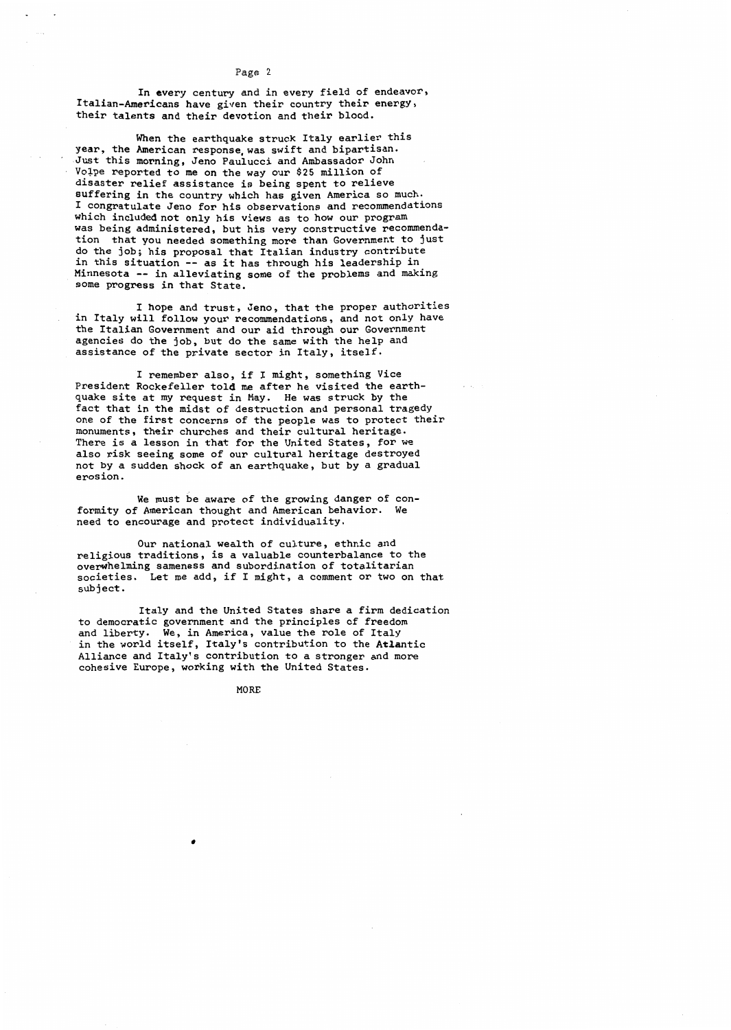In every century and in every field of endeavor, Italian-Americans have given their country their energy, their talents and their devotion and their blood.

When the earthquake struck Italy earlier this year, the American response was swift and bipartisan. Just this morning, Jeno Paulucci and Ambassador John Volpe reported to me on the way our $25 million of disaster relief assistance is being spent to relieve suffering in the country which has given America so much. I congratulate Jeno for his observations and recommendations which included not only his views as to how our program was being administered, but his very constructive recommendation that you needed something more than Government to just do the job; his proposal that Italian industry contribute in this situation -- as it has through his leadership in Minnesota -- in alleviating some of the problems and making some progress in that State.

I hope and trust, Jeno, that the proper authorities in Italy will follow your recommendations, and not only have the Italian Government and our aid through our Government agencies do the job, but do the same with the help and assistance of the private sector in Italy, itself.

I remember also, if I might, something Vice President Rockefeller told me after he visited the earthquake site at my request in May. He was struck by the fact that in the midst of destruction and personal tragedy one of the first concerns of the people was to protect their monuments, their churches and their cultural heritage. There is a lesson in that for the United States, for we also risk seeing some of our cultural heritage destroyed not by a sudden shock of an earthquake, but by a gradual erosion.

We must be aware of the growing danger of conformity of American thought and American behavior. We need to encourage and protect individuality.

Our national wealth of culture, ethnic and religious traditions, is a valuable counterbalance to the overwhelming sameness and subordination of totalitarian societies. Let me add, if I might, a comment or two on that subject.

Italy and the United States share a firm dedication to democratic government and the principles of freedom and liberty. We, in America, value the role of Italy in the world itself, Italy's contribution to the Atlantic Alliance and Italy's contribution to a stronger and more cohesive Europe, working with the United States.

MORE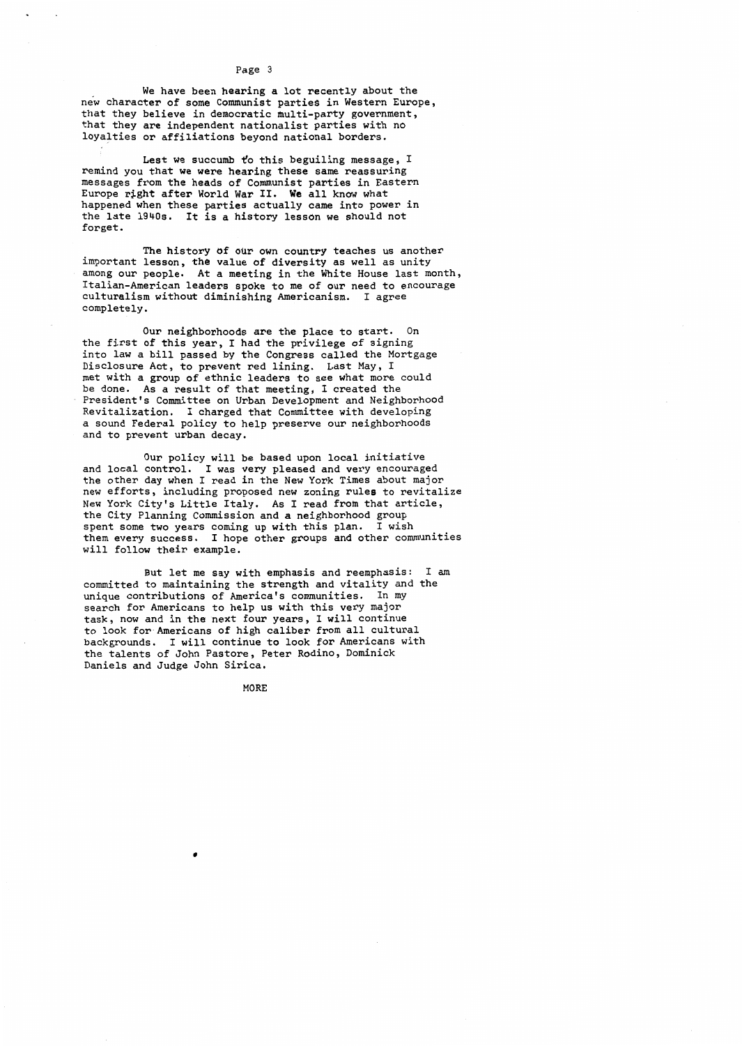We have been hearing a lot recently about the new character of some Communist parties in Western Europe, that they believe in democratic multi-party government, that they are independent nationalist parties with no loyalties or affiliations beyond national borders.

Lest we succumb to this beguiling message, I remind you that we were hearing these same reassuring messages from the heads of Communist parties in Eastern Europe right after World War II. We all know what happened when these parties actually came into power in the late 1940s. It is a history lesson we should not forget.

The history of our own country teaches us another important lesson, the value of diversity as well as unity among our people. At a meeting in the White House last month, Italian-American leaders spoke to me of our need to encourage culturalism without diminishing Americanism. I agree completely.

Our neighborhoods are the place to start. On the first of this year, I had the privilege of signing into law a bill passed by the Congress called the Mortgage Disclosure Act, to prevent red lining. Last May, I met with a group of ethnic leaders to see what more could be done. As a result of that meeting, I created the President's Committee on Urban Development and Neighborhood Revitalization. I charged that Committee with developing a sound Federal policy to help preserve our neighborhoods and to prevent urban decay.

Our policy will be based upon local initiative and local control. I was very pleased and very encouraged the other day when I read in the New York Times about major new efforts, including proposed new zoning rules to revitalize New York City's Little Italy. As I read from that article, the City Planning Commission and a neighborhood group spent some two years coming up with this plan. I wish them every success. I hope other groups and other communities will follow their example.

But let me say with emphasis and reemphasis: I am committed to maintaining the strength and vitality and the unique contributions of America's communities. In my search for Americans to help us with this very major task, now and in the next four years, I will continue to look for Americans of high caliber from all cultural backgrounds. I will continue to look for Americans with the talents of John Pastore, Peter Rodino, Dominick Daniels and Judge John Sirica.

MORE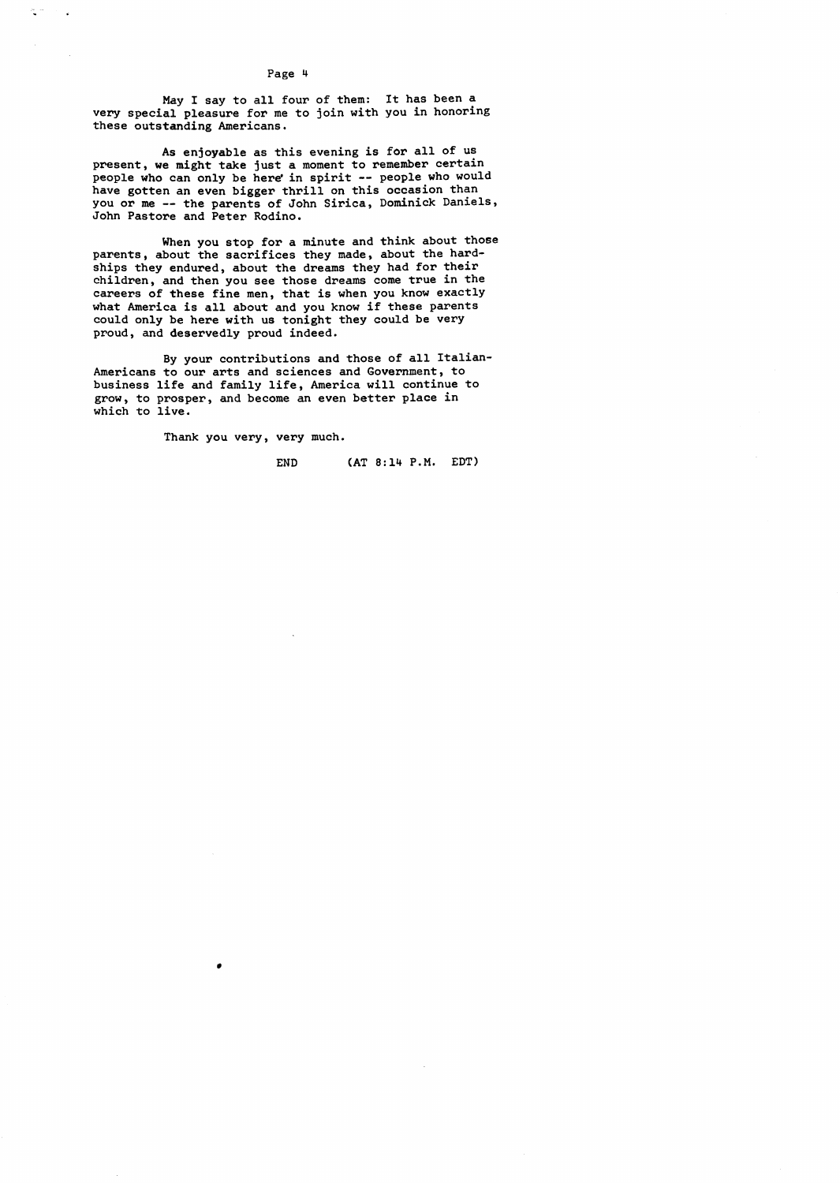May I say to all four of them: It has been a very special pleasure for me to join with you in honoring these outstanding Americans.

As enjoyable as this evening is for all of us present, we might take just a moment to remember certain people who can only be here in spirit -- people who would have gotten an even bigger thrill on this occasion than you or me -- the parents of John Sirica, Dominick Daniels, John Pastore and Peter Rodino.

When you stop for a minute and think about those parents, about the sacrifices they made, about the hardships they endured, about the dreams they had for their children, and then you see those dreams come true in the careers of these fine men, that is when you know exactly what America is all about and you know if these parents could only be here with us tonight they could be very proud, and deservedly proud indeed.

By your contributions and those of all Italian-Americans to our arts and sciences and Government, to business life and family life, America will continue to grow, to prosper, and become an even better place in which to live.

Thank you very, very much.

END (AT 8:14 P.M. EDT)